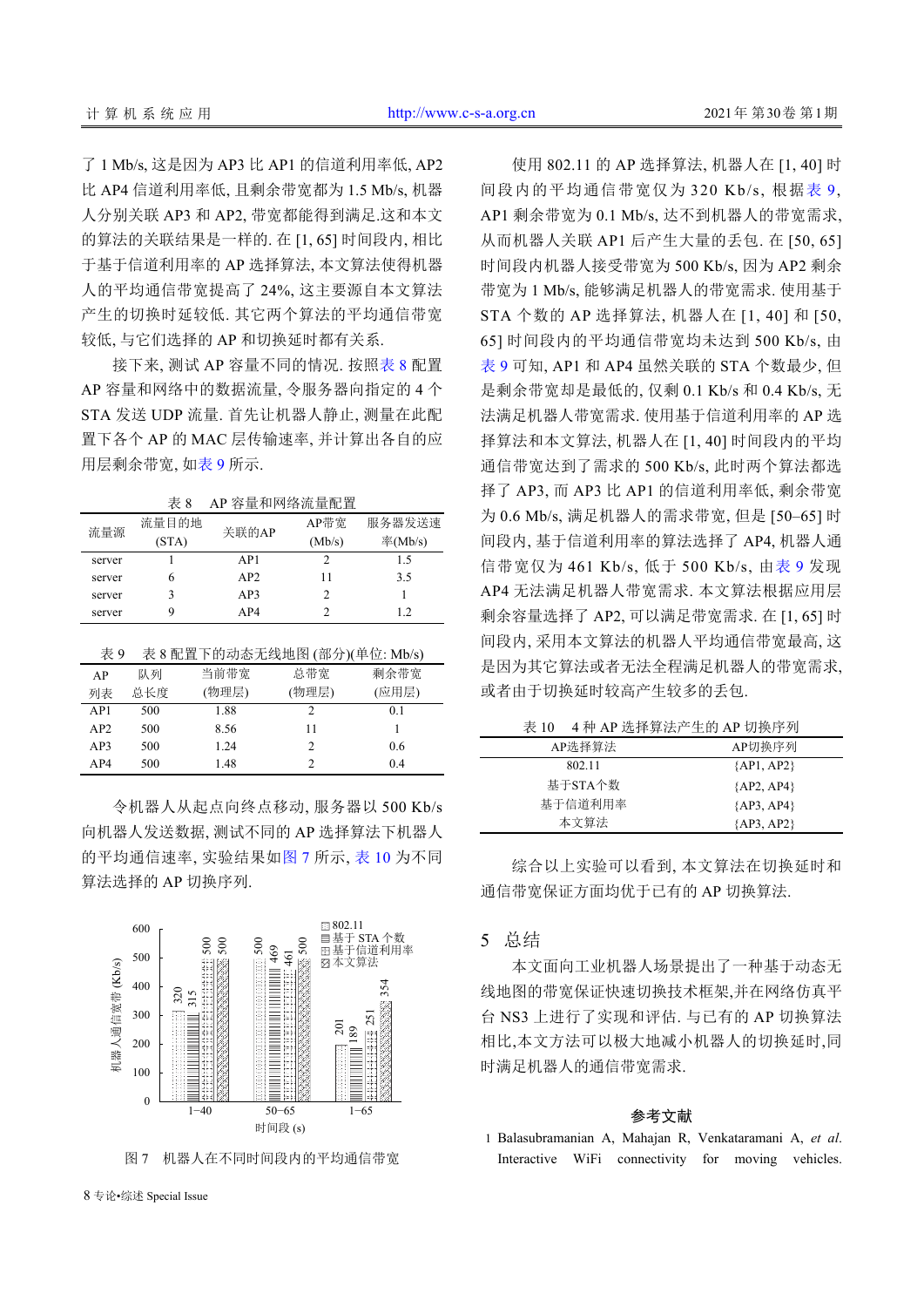了 1 Mb/s, 这是因为 AP3 比 AP1 的信道利用率低, AP2 比 AP4 信道利用率低, 且剩余带宽都为 1.5 Mb/s, 机器人分别关联 AP3 和 AP2, 带宽都能得到满足.这和本文的算法的关联结果是一样的. 在 [1, 65] 时间段内, 相比于基于信道利用率的 AP 选择算法, 本文算法使得机器人的平均通信带宽提高了 24%, 这主要源自本文算法产生的切换时延较低. 其它两个算法的平均通信带宽较低, 与它们选择的 AP 和切换延时都有关系.

接下来, 测试 AP 容量不同的情况. 按照表 8 配置 AP 容量和网络中的数据流量, 令服务器向指定的 4 个 STA 发送 UDP 流量. 首先让机器人静止, 测量在此配置下各个 AP 的 MAC 层传输速率, 并计算出各自的应用层剩余带宽, 如表 9 所示.

表 8　AP 容量和网络流量配置

| 流量源 | 流量目的地(STA) | 关联的AP | AP带宽(Mb/s) | 服务器发送速率(Mb/s) |
|---|---|---|---|---|
| server | 1 | AP1 | 2 | 1.5 |
| server | 6 | AP2 | 11 | 3.5 |
| server | 3 | AP3 | 2 | 1 |
| server | 9 | AP4 | 2 | 1.2 |

表 9　表 8 配置下的动态无线地图 (部分)(单位: Mb/s)

| AP列表 | 队列总长度 | 当前带宽(物理层) | 总带宽(物理层) | 剩余带宽(应用层) |
|---|---|---|---|---|
| AP1 | 500 | 1.88 | 2 | 0.1 |
| AP2 | 500 | 8.56 | 11 | 1 |
| AP3 | 500 | 1.24 | 2 | 0.6 |
| AP4 | 500 | 1.48 | 2 | 0.4 |

令机器人从起点向终点移动, 服务器以 500 Kb/s 向机器人发送数据, 测试不同的 AP 选择算法下机器人的平均通信速率, 实验结果如图 7 所示, 表 10 为不同算法选择的 AP 切换序列.

图 7　机器人在不同时间段内的平均通信带宽

使用 802.11 的 AP 选择算法, 机器人在 [1, 40] 时间段内的平均通信带宽仅为 320 Kb/s, 根据表 9, AP1 剩余带宽为 0.1 Mb/s, 达不到机器人的带宽需求, 从而机器人关联 AP1 后产生大量的丢包. 在 [50, 65] 时间段内机器人接受带宽为 500 Kb/s, 因为 AP2 剩余带宽为 1 Mb/s, 能够满足机器人的带宽需求. 使用基于 STA 个数的 AP 选择算法, 机器人在 [1, 40] 和 [50, 65] 时间段内的平均通信带宽均未达到 500 Kb/s, 由表 9 可知, AP1 和 AP4 虽然关联的 STA 个数最少, 但是剩余带宽却是最低的, 仅剩 0.1 Kb/s 和 0.4 Kb/s, 无法满足机器人带宽需求. 使用基于信道利用率的 AP 选择算法和本文算法, 机器人在 [1, 40] 时间段内的平均通信带宽达到了需求的 500 Kb/s, 此时两个算法都选择了 AP3, 而 AP3 比 AP1 的信道利用率低, 剩余带宽为 0.6 Mb/s, 满足机器人的需求带宽, 但是 [50–65] 时间段内, 基于信道利用率的算法选择了 AP4, 机器人通信带宽仅为 461 Kb/s, 低于 500 Kb/s, 由表 9 发现 AP4 无法满足机器人带宽需求. 本文算法根据应用层剩余容量选择了 AP2, 可以满足带宽需求. 在 [1, 65] 时间段内, 采用本文算法的机器人平均通信带宽最高, 这是因为其它算法或者无法全程满足机器人的带宽需求, 或者由于切换时延较高产生较多的丢包.

表 10　4 种 AP 选择算法产生的 AP 切换序列

| AP选择算法 | AP切换序列 |
|---|---|
| 802.11 | {AP1, AP2} |
| 基于STA个数 | {AP2, AP4} |
| 基于信道利用率 | {AP3, AP4} |
| 本文算法 | {AP3, AP2} |

综合以上实验可以看到, 本文算法在切换延时和通信带宽保证方面均优于已有的 AP 切换算法.

## 5 总结

本文面向工业机器人场景提出了一种基于动态无线地图的带宽保证快速切换技术框架,并在网络仿真平台 NS3 上进行了实现和评估. 与已有的 AP 切换算法相比,本文方法可以极大地减小机器人的切换延时,同时满足机器人的通信带宽需求.

## 参考文献

1 Balasubramanian A, Mahajan R, Venkataramani A, *et al*. Interactive WiFi connectivity for moving vehicles.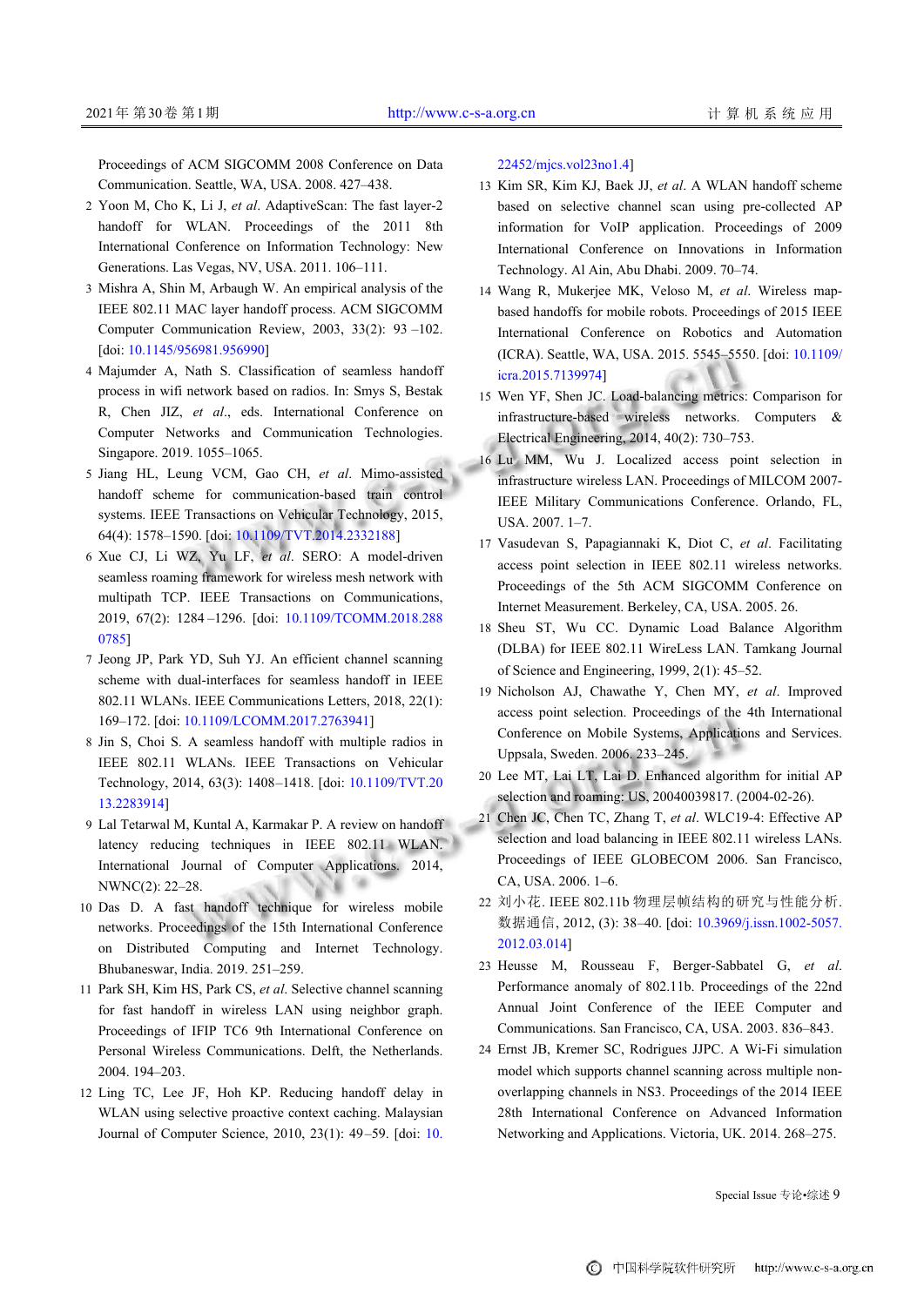Proceedings of ACM SIGCOMM 2008 Conference on Data Communication. Seattle, WA, USA. 2008. 427–438.

2 Yoon M, Cho K, Li J, *et al*. AdaptiveScan: The fast layer-2 handoff for WLAN. Proceedings of the 2011 8th International Conference on Information Technology: New Generations. Las Vegas, NV, USA. 2011. 106–111.

3 Mishra A, Shin M, Arbaugh W. An empirical analysis of the IEEE 802.11 MAC layer handoff process. ACM SIGCOMM Computer Communication Review, 2003, 33(2): 93–102. [doi: 10.1145/956981.956990]

4 Majumder A, Nath S. Classification of seamless handoff process in wifi network based on radios. In: Smys S, Bestak R, Chen JIZ, *et al*., eds. International Conference on Computer Networks and Communication Technologies. Singapore. 2019. 1055–1065.

5 Jiang HL, Leung VCM, Gao CH, *et al*. Mimo-assisted handoff scheme for communication-based train control systems. IEEE Transactions on Vehicular Technology, 2015, 64(4): 1578–1590. [doi: 10.1109/TVT.2014.2332188]

6 Xue CJ, Li WZ, Yu LF, *et al*. SERO: A model-driven seamless roaming framework for wireless mesh network with multipath TCP. IEEE Transactions on Communications, 2019, 67(2): 1284–1296. [doi: 10.1109/TCOMM.2018.2880785]

7 Jeong JP, Park YD, Suh YJ. An efficient channel scanning scheme with dual-interfaces for seamless handoff in IEEE 802.11 WLANs. IEEE Communications Letters, 2018, 22(1): 169–172. [doi: 10.1109/LCOMM.2017.2763941]

8 Jin S, Choi S. A seamless handoff with multiple radios in IEEE 802.11 WLANs. IEEE Transactions on Vehicular Technology, 2014, 63(3): 1408–1418. [doi: 10.1109/TVT.2013.2283914]

9 Lal Tetarwal M, Kuntal A, Karamkar P. A review on handoff latency reducing techniques in IEEE 802.11 WLAN. International Journal of Computer Applications, 2014, NWNC(2): 22–28.

10 Das D. A fast handoff technique for wireless mobile networks. Proceedings of the 15th International Conference on Distributed Computing and Internet Technology. Bhubaneswar, India. 2019. 251–259.

11 Park SH, Kim HS, Park CS, *et al*. Selective channel scanning for fast handoff in wireless LAN using neighbor graph. Proceedings of IFIP TC6 9th International Conference on Personal Wireless Communications. Delft, the Netherlands. 2004. 194–203.

12 Ling TC, Lee JF, Hoh KP. Reducing handoff delay in WLAN using selective proactive context caching. Malaysian Journal of Computer Science, 2010, 23(1): 49–59. [doi: 10.22452/mjcs.vol23no1.4]

13 Kim SR, Kim KJ, Baek JJ, *et al*. A WLAN handoff scheme based on selective channel scan using pre-collected AP information for VoIP application. Proceedings of 2009 International Conference on Innovations in Information Technology. Al Ain, Abu Dhabi. 2009. 70–74.

14 Wang R, Mukerjee MK, Veloso M, *et al*. Wireless map-based handoffs for mobile robots. Proceedings of 2015 IEEE International Conference on Robotics and Automation (ICRA). Seattle, WA, USA. 2015. 5545–5550. [doi: 10.1109/icra.2015.7139974]

15 Wen YF, Shen JC. Load-balancing metrics: Comparison for infrastructure-based wireless networks. Computers & Electrical Engineering, 2014, 40(2): 730–753.

16 Lu MM, Wu J. Localized access point selection in infrastructure wireless LAN. Proceedings of MILCOM 2007-IEEE Military Communications Conference. Orlando, FL, USA. 2007. 1–7.

17 Vasudevan S, Papagiannaki K, Diot C, *et al*. Facilitating access point selection in IEEE 802.11 wireless networks. Proceedings of the 5th ACM SIGCOMM Conference on Internet Measurement. Berkeley, CA, USA. 2005. 26.

18 Sheu ST, Wu CC. Dynamic Load Balance Algorithm (DLBA) for IEEE 802.11 WireLess LAN. Tamkang Journal of Science and Engineering, 1999, 2(1): 45–52.

19 Nicholson AJ, Chawathe Y, Chen MY, *et al*. Improved access point selection. Proceedings of the 4th International Conference on Mobile Systems, Applications and Services. Uppsala, Sweden. 2006. 233–245.

20 Lee MT, Lai LT, Lai D. Enhanced algorithm for initial AP selection and roaming: US, 20040039817. (2004-02-26).

21 Chen JC, Chen TC, Zhang T, *et al*. WLC19-4: Effective AP selection and load balancing in IEEE 802.11 wireless LANs. Proceedings of IEEE GLOBECOM 2006. San Francisco, CA, USA. 2006. 1–6.

22 刘小花. IEEE 802.11b 物理层帧结构的研究与性能分析. 数据通信, 2012, (3): 38–40. [doi: 10.3969/j.issn.1002-5057.2012.03.014]

23 Heusse M, Rousseau F, Berger-Sabbatel G, *et al*. Performance anomaly of 802.11b. Proceedings of the 22nd Annual Joint Conference of the IEEE Computer and Communications. San Francisco, CA, USA. 2003. 836–843.

24 Ernst JB, Kremer SC, Rodrigues JJPC. A Wi-Fi simulation model which supports channel scanning across multiple non-overlapping channels in NS3. Proceedings of the 2014 IEEE 28th International Conference on Advanced Information Networking and Applications. Victoria, UK. 2014. 268–275.